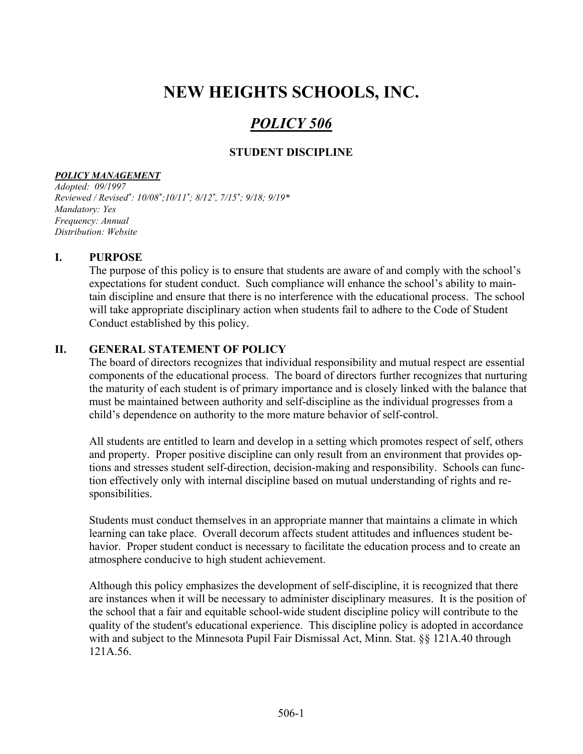# NEW HEIGHTS SCHOOLS, INC.

## *POLICY 506*

### STUDENT DISCIPLINE

***POLICY MANAGEMENT***

*Adopted: 09/1997*
*Reviewed / Revised*: 10/08*;10/11*; 8/12*, 7/15*; 9/18; 9/19**
*Mandatory: Yes*
*Frequency: Annual*
*Distribution: Website*

## I. PURPOSE

The purpose of this policy is to ensure that students are aware of and comply with the school's expectations for student conduct. Such compliance will enhance the school's ability to maintain discipline and ensure that there is no interference with the educational process. The school will take appropriate disciplinary action when students fail to adhere to the Code of Student Conduct established by this policy.

## II. GENERAL STATEMENT OF POLICY

The board of directors recognizes that individual responsibility and mutual respect are essential components of the educational process. The board of directors further recognizes that nurturing the maturity of each student is of primary importance and is closely linked with the balance that must be maintained between authority and self-discipline as the individual progresses from a child's dependence on authority to the more mature behavior of self-control.

All students are entitled to learn and develop in a setting which promotes respect of self, others and property. Proper positive discipline can only result from an environment that provides options and stresses student self-direction, decision-making and responsibility. Schools can function effectively only with internal discipline based on mutual understanding of rights and responsibilities.

Students must conduct themselves in an appropriate manner that maintains a climate in which learning can take place. Overall decorum affects student attitudes and influences student behavior. Proper student conduct is necessary to facilitate the education process and to create an atmosphere conducive to high student achievement.

Although this policy emphasizes the development of self-discipline, it is recognized that there are instances when it will be necessary to administer disciplinary measures. It is the position of the school that a fair and equitable school-wide student discipline policy will contribute to the quality of the student's educational experience. This discipline policy is adopted in accordance with and subject to the Minnesota Pupil Fair Dismissal Act, Minn. Stat. §§ 121A.40 through 121A.56.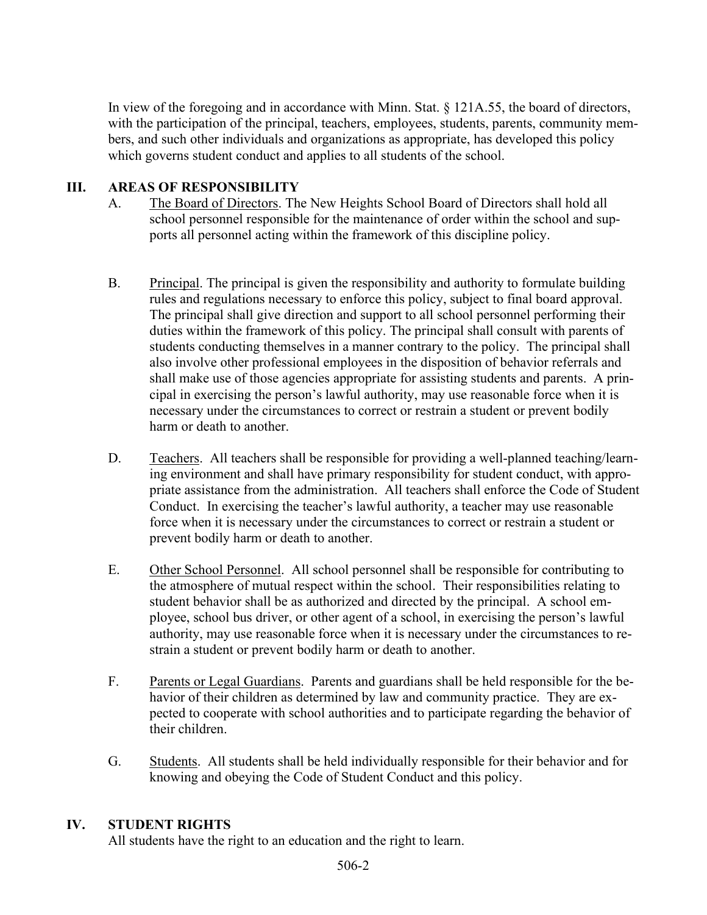In view of the foregoing and in accordance with Minn. Stat. § 121A.55, the board of directors, with the participation of the principal, teachers, employees, students, parents, community members, and such other individuals and organizations as appropriate, has developed this policy which governs student conduct and applies to all students of the school.

## III. AREAS OF RESPONSIBILITY

A. The Board of Directors. The New Heights School Board of Directors shall hold all school personnel responsible for the maintenance of order within the school and supports all personnel acting within the framework of this discipline policy.

B. Principal. The principal is given the responsibility and authority to formulate building rules and regulations necessary to enforce this policy, subject to final board approval. The principal shall give direction and support to all school personnel performing their duties within the framework of this policy. The principal shall consult with parents of students conducting themselves in a manner contrary to the policy. The principal shall also involve other professional employees in the disposition of behavior referrals and shall make use of those agencies appropriate for assisting students and parents. A principal in exercising the person's lawful authority, may use reasonable force when it is necessary under the circumstances to correct or restrain a student or prevent bodily harm or death to another.

D. Teachers. All teachers shall be responsible for providing a well-planned teaching/learning environment and shall have primary responsibility for student conduct, with appropriate assistance from the administration. All teachers shall enforce the Code of Student Conduct. In exercising the teacher's lawful authority, a teacher may use reasonable force when it is necessary under the circumstances to correct or restrain a student or prevent bodily harm or death to another.

E. Other School Personnel. All school personnel shall be responsible for contributing to the atmosphere of mutual respect within the school. Their responsibilities relating to student behavior shall be as authorized and directed by the principal. A school employee, school bus driver, or other agent of a school, in exercising the person's lawful authority, may use reasonable force when it is necessary under the circumstances to restrain a student or prevent bodily harm or death to another.

F. Parents or Legal Guardians. Parents and guardians shall be held responsible for the behavior of their children as determined by law and community practice. They are expected to cooperate with school authorities and to participate regarding the behavior of their children.

G. Students. All students shall be held individually responsible for their behavior and for knowing and obeying the Code of Student Conduct and this policy.

## IV. STUDENT RIGHTS

All students have the right to an education and the right to learn.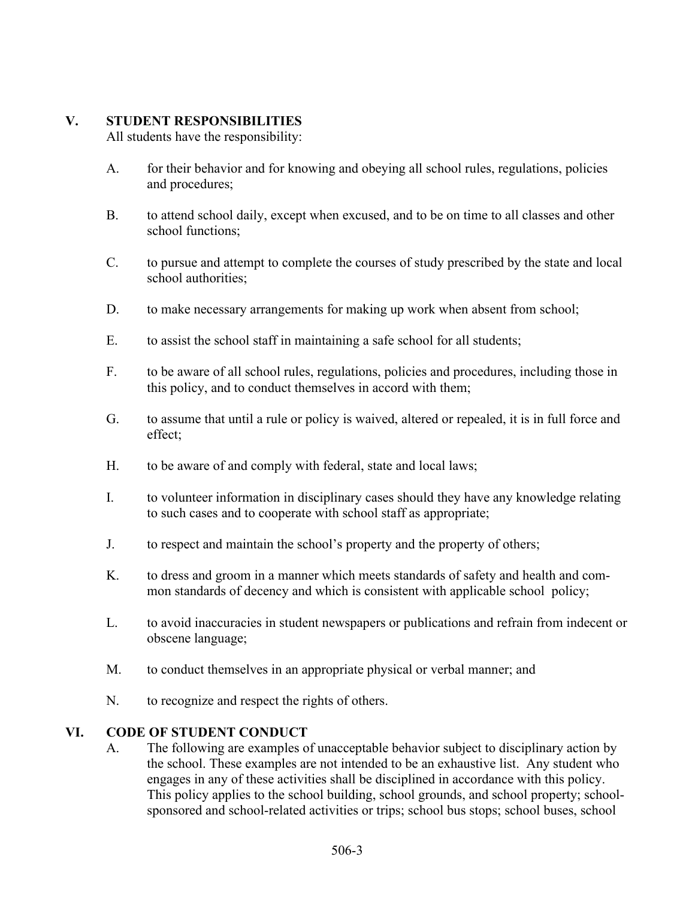## V. STUDENT RESPONSIBILITIES

All students have the responsibility:

A. for their behavior and for knowing and obeying all school rules, regulations, policies and procedures;

B. to attend school daily, except when excused, and to be on time to all classes and other school functions;

C. to pursue and attempt to complete the courses of study prescribed by the state and local school authorities;

D. to make necessary arrangements for making up work when absent from school;

E. to assist the school staff in maintaining a safe school for all students;

F. to be aware of all school rules, regulations, policies and procedures, including those in this policy, and to conduct themselves in accord with them;

G. to assume that until a rule or policy is waived, altered or repealed, it is in full force and effect;

H. to be aware of and comply with federal, state and local laws;

I. to volunteer information in disciplinary cases should they have any knowledge relating to such cases and to cooperate with school staff as appropriate;

J. to respect and maintain the school's property and the property of others;

K. to dress and groom in a manner which meets standards of safety and health and common standards of decency and which is consistent with applicable school policy;

L. to avoid inaccuracies in student newspapers or publications and refrain from indecent or obscene language;

M. to conduct themselves in an appropriate physical or verbal manner; and

N. to recognize and respect the rights of others.

## VI. CODE OF STUDENT CONDUCT

A. The following are examples of unacceptable behavior subject to disciplinary action by the school. These examples are not intended to be an exhaustive list. Any student who engages in any of these activities shall be disciplined in accordance with this policy. This policy applies to the school building, school grounds, and school property; school-sponsored and school-related activities or trips; school bus stops; school buses, school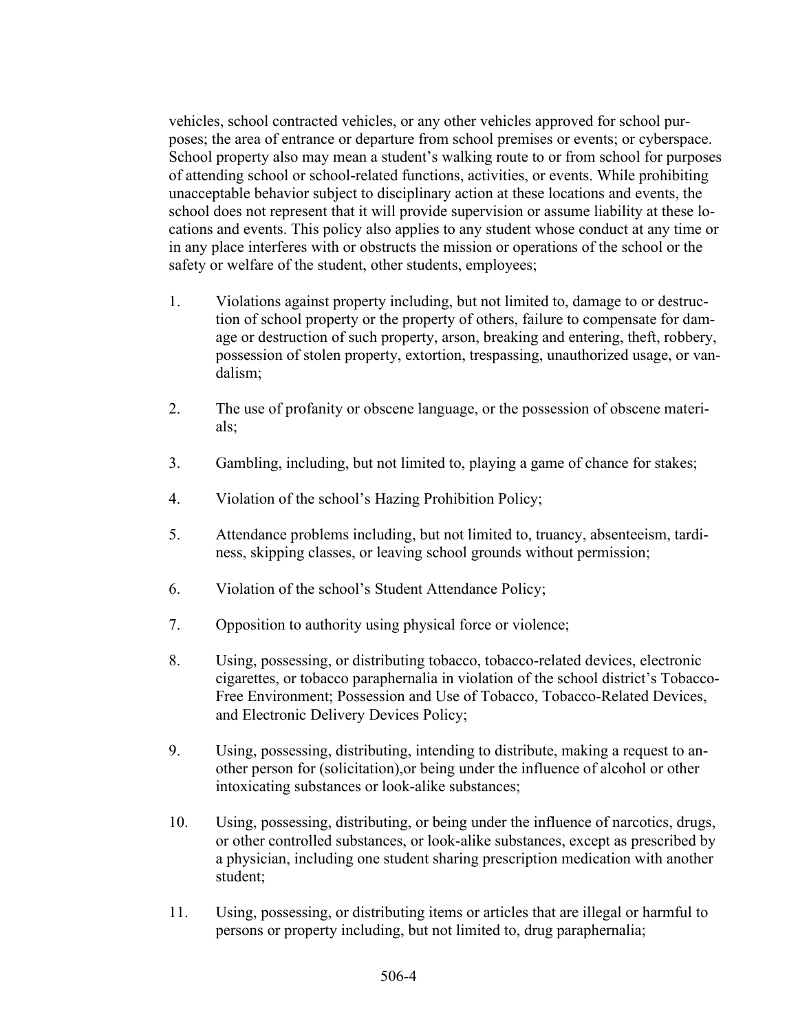vehicles, school contracted vehicles, or any other vehicles approved for school purposes; the area of entrance or departure from school premises or events; or cyberspace. School property also may mean a student's walking route to or from school for purposes of attending school or school-related functions, activities, or events. While prohibiting unacceptable behavior subject to disciplinary action at these locations and events, the school does not represent that it will provide supervision or assume liability at these locations and events. This policy also applies to any student whose conduct at any time or in any place interferes with or obstructs the mission or operations of the school or the safety or welfare of the student, other students, employees;

1. Violations against property including, but not limited to, damage to or destruction of school property or the property of others, failure to compensate for damage or destruction of such property, arson, breaking and entering, theft, robbery, possession of stolen property, extortion, trespassing, unauthorized usage, or vandalism;

2. The use of profanity or obscene language, or the possession of obscene materials;

3. Gambling, including, but not limited to, playing a game of chance for stakes;

4. Violation of the school's Hazing Prohibition Policy;

5. Attendance problems including, but not limited to, truancy, absenteeism, tardiness, skipping classes, or leaving school grounds without permission;

6. Violation of the school's Student Attendance Policy;

7. Opposition to authority using physical force or violence;

8. Using, possessing, or distributing tobacco, tobacco-related devices, electronic cigarettes, or tobacco paraphernalia in violation of the school district's Tobacco-Free Environment; Possession and Use of Tobacco, Tobacco-Related Devices, and Electronic Delivery Devices Policy;

9. Using, possessing, distributing, intending to distribute, making a request to another person for (solicitation),or being under the influence of alcohol or other intoxicating substances or look-alike substances;

10. Using, possessing, distributing, or being under the influence of narcotics, drugs, or other controlled substances, or look-alike substances, except as prescribed by a physician, including one student sharing prescription medication with another student;

11. Using, possessing, or distributing items or articles that are illegal or harmful to persons or property including, but not limited to, drug paraphernalia;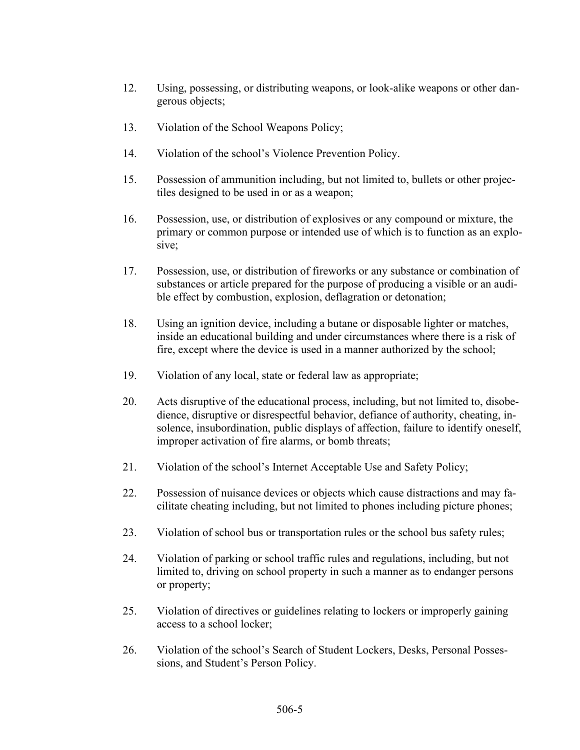12. Using, possessing, or distributing weapons, or look-alike weapons or other dangerous objects;

13. Violation of the School Weapons Policy;

14. Violation of the school's Violence Prevention Policy.

15. Possession of ammunition including, but not limited to, bullets or other projectiles designed to be used in or as a weapon;

16. Possession, use, or distribution of explosives or any compound or mixture, the primary or common purpose or intended use of which is to function as an explosive;

17. Possession, use, or distribution of fireworks or any substance or combination of substances or article prepared for the purpose of producing a visible or an audible effect by combustion, explosion, deflagration or detonation;

18. Using an ignition device, including a butane or disposable lighter or matches, inside an educational building and under circumstances where there is a risk of fire, except where the device is used in a manner authorized by the school;

19. Violation of any local, state or federal law as appropriate;

20. Acts disruptive of the educational process, including, but not limited to, disobedience, disruptive or disrespectful behavior, defiance of authority, cheating, insolence, insubordination, public displays of affection, failure to identify oneself, improper activation of fire alarms, or bomb threats;

21. Violation of the school's Internet Acceptable Use and Safety Policy;

22. Possession of nuisance devices or objects which cause distractions and may facilitate cheating including, but not limited to phones including picture phones;

23. Violation of school bus or transportation rules or the school bus safety rules;

24. Violation of parking or school traffic rules and regulations, including, but not limited to, driving on school property in such a manner as to endanger persons or property;

25. Violation of directives or guidelines relating to lockers or improperly gaining access to a school locker;

26. Violation of the school's Search of Student Lockers, Desks, Personal Possessions, and Student's Person Policy.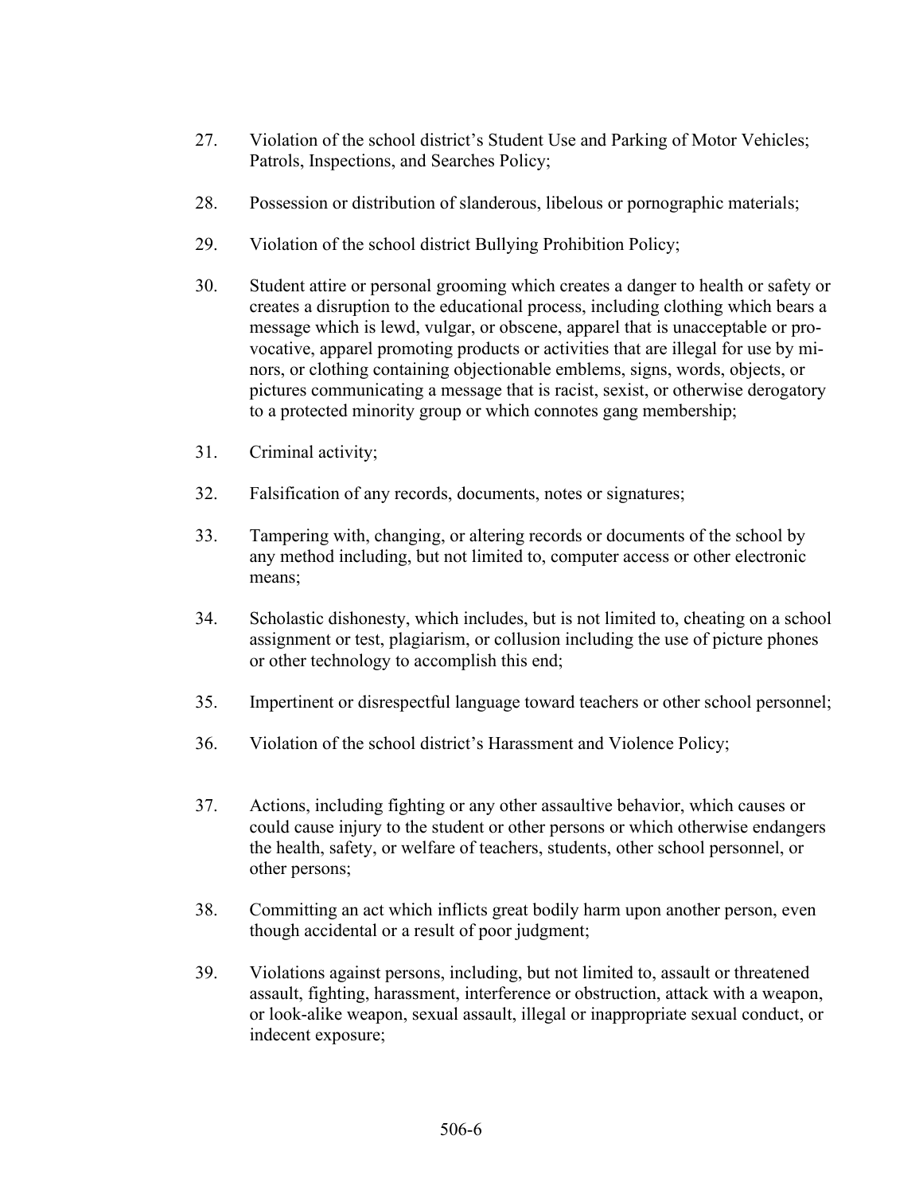27. Violation of the school district's Student Use and Parking of Motor Vehicles; Patrols, Inspections, and Searches Policy;

28. Possession or distribution of slanderous, libelous or pornographic materials;

29. Violation of the school district Bullying Prohibition Policy;

30. Student attire or personal grooming which creates a danger to health or safety or creates a disruption to the educational process, including clothing which bears a message which is lewd, vulgar, or obscene, apparel that is unacceptable or provocative, apparel promoting products or activities that are illegal for use by minors, or clothing containing objectionable emblems, signs, words, objects, or pictures communicating a message that is racist, sexist, or otherwise derogatory to a protected minority group or which connotes gang membership;

31. Criminal activity;

32. Falsification of any records, documents, notes or signatures;

33. Tampering with, changing, or altering records or documents of the school by any method including, but not limited to, computer access or other electronic means;

34. Scholastic dishonesty, which includes, but is not limited to, cheating on a school assignment or test, plagiarism, or collusion including the use of picture phones or other technology to accomplish this end;

35. Impertinent or disrespectful language toward teachers or other school personnel;

36. Violation of the school district's Harassment and Violence Policy;

37. Actions, including fighting or any other assaultive behavior, which causes or could cause injury to the student or other persons or which otherwise endangers the health, safety, or welfare of teachers, students, other school personnel, or other persons;

38. Committing an act which inflicts great bodily harm upon another person, even though accidental or a result of poor judgment;

39. Violations against persons, including, but not limited to, assault or threatened assault, fighting, harassment, interference or obstruction, attack with a weapon, or look-alike weapon, sexual assault, illegal or inappropriate sexual conduct, or indecent exposure;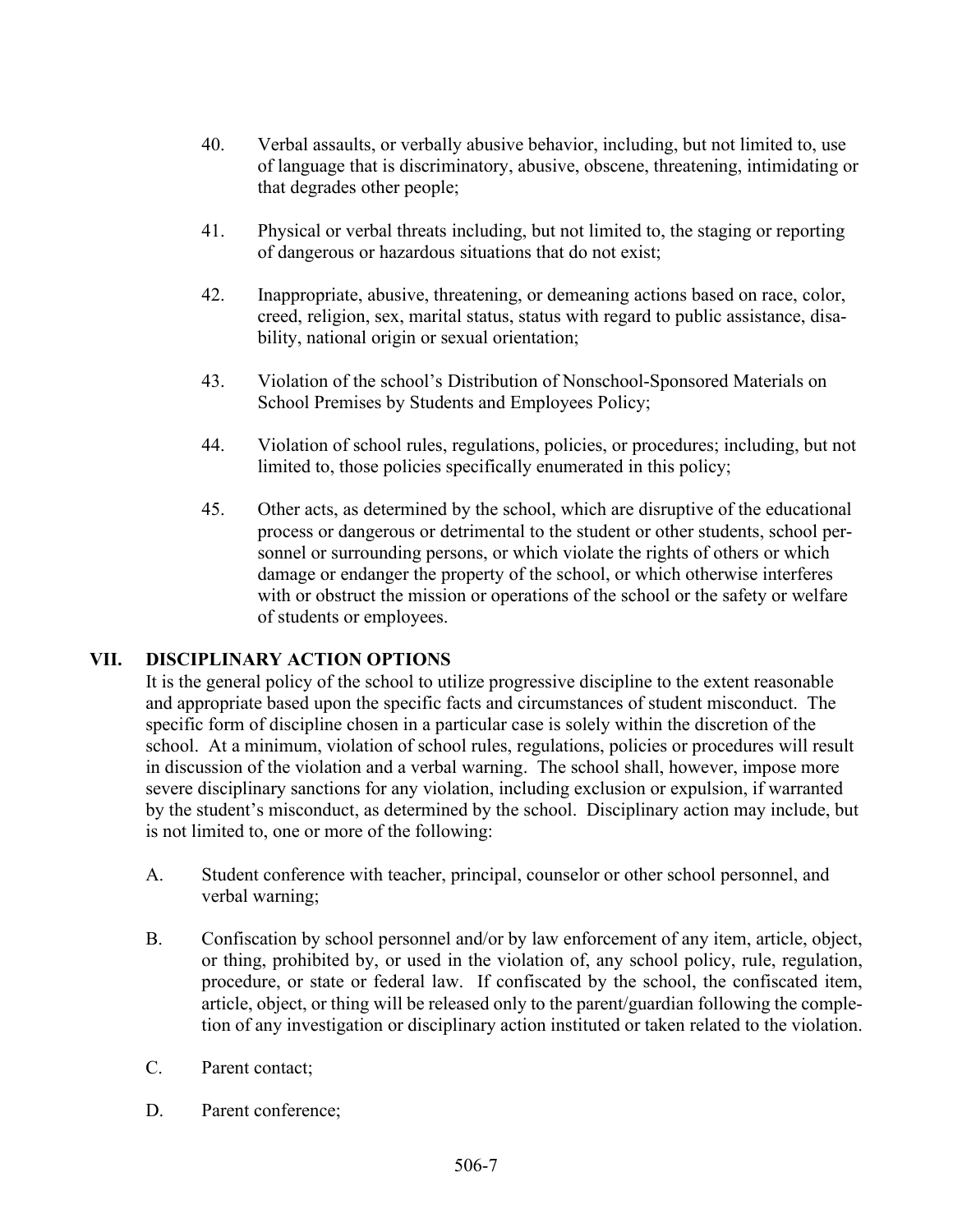40. Verbal assaults, or verbally abusive behavior, including, but not limited to, use of language that is discriminatory, abusive, obscene, threatening, intimidating or that degrades other people;

41. Physical or verbal threats including, but not limited to, the staging or reporting of dangerous or hazardous situations that do not exist;

42. Inappropriate, abusive, threatening, or demeaning actions based on race, color, creed, religion, sex, marital status, status with regard to public assistance, disability, national origin or sexual orientation;

43. Violation of the school's Distribution of Nonschool-Sponsored Materials on School Premises by Students and Employees Policy;

44. Violation of school rules, regulations, policies, or procedures; including, but not limited to, those policies specifically enumerated in this policy;

45. Other acts, as determined by the school, which are disruptive of the educational process or dangerous or detrimental to the student or other students, school personnel or surrounding persons, or which violate the rights of others or which damage or endanger the property of the school, or which otherwise interferes with or obstruct the mission or operations of the school or the safety or welfare of students or employees.

## VII. DISCIPLINARY ACTION OPTIONS

It is the general policy of the school to utilize progressive discipline to the extent reasonable and appropriate based upon the specific facts and circumstances of student misconduct. The specific form of discipline chosen in a particular case is solely within the discretion of the school. At a minimum, violation of school rules, regulations, policies or procedures will result in discussion of the violation and a verbal warning. The school shall, however, impose more severe disciplinary sanctions for any violation, including exclusion or expulsion, if warranted by the student's misconduct, as determined by the school. Disciplinary action may include, but is not limited to, one or more of the following:

A. Student conference with teacher, principal, counselor or other school personnel, and verbal warning;

B. Confiscation by school personnel and/or by law enforcement of any item, article, object, or thing, prohibited by, or used in the violation of, any school policy, rule, regulation, procedure, or state or federal law. If confiscated by the school, the confiscated item, article, object, or thing will be released only to the parent/guardian following the completion of any investigation or disciplinary action instituted or taken related to the violation.

C. Parent contact;

D. Parent conference;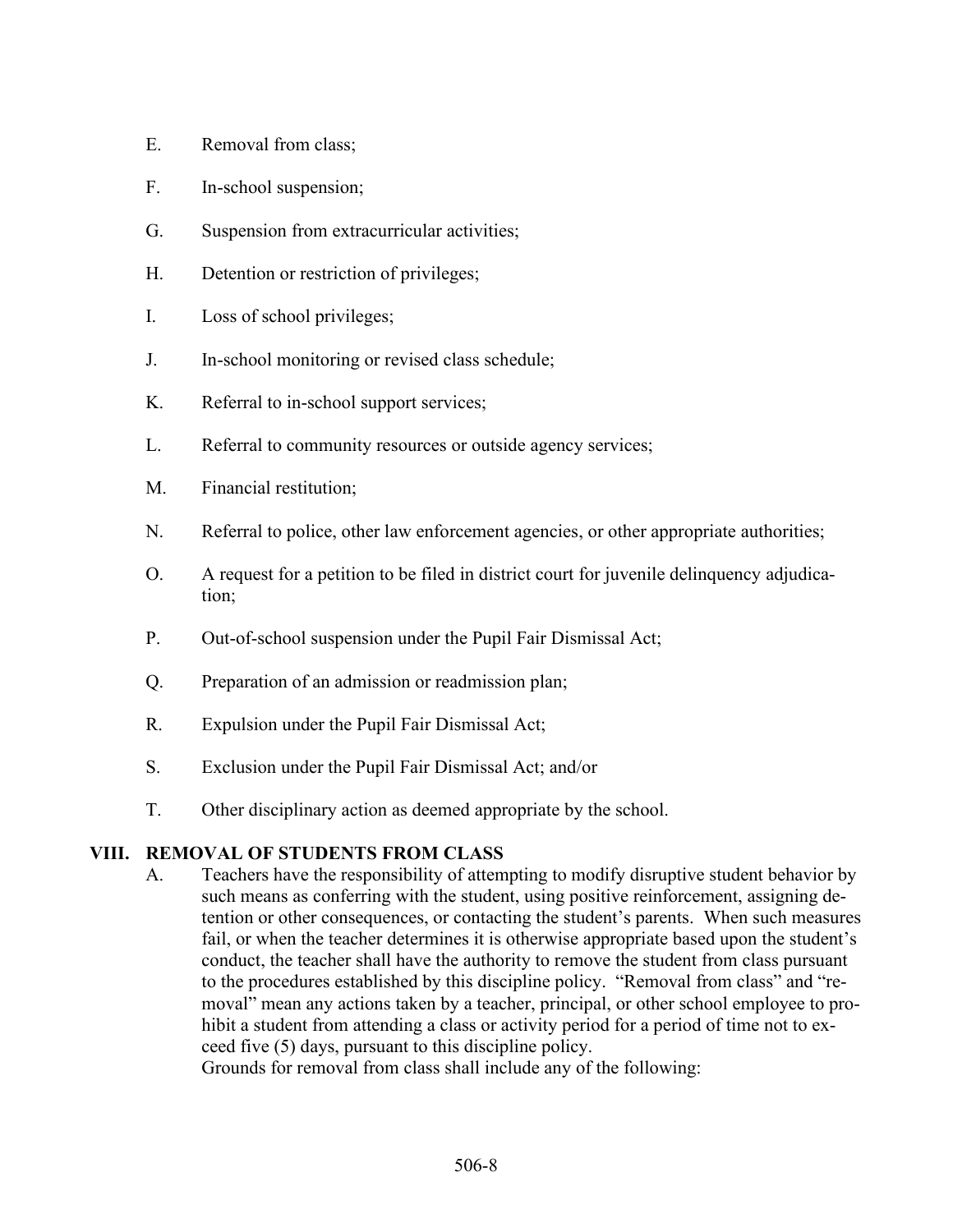E. Removal from class;

F. In-school suspension;

G. Suspension from extracurricular activities;

H. Detention or restriction of privileges;

I. Loss of school privileges;

J. In-school monitoring or revised class schedule;

K. Referral to in-school support services;

L. Referral to community resources or outside agency services;

M. Financial restitution;

N. Referral to police, other law enforcement agencies, or other appropriate authorities;

O. A request for a petition to be filed in district court for juvenile delinquency adjudication;

P. Out-of-school suspension under the Pupil Fair Dismissal Act;

Q. Preparation of an admission or readmission plan;

R. Expulsion under the Pupil Fair Dismissal Act;

S. Exclusion under the Pupil Fair Dismissal Act; and/or

T. Other disciplinary action as deemed appropriate by the school.

## VIII. REMOVAL OF STUDENTS FROM CLASS

A. Teachers have the responsibility of attempting to modify disruptive student behavior by such means as conferring with the student, using positive reinforcement, assigning detention or other consequences, or contacting the student's parents. When such measures fail, or when the teacher determines it is otherwise appropriate based upon the student's conduct, the teacher shall have the authority to remove the student from class pursuant to the procedures established by this discipline policy. "Removal from class" and "removal" mean any actions taken by a teacher, principal, or other school employee to prohibit a student from attending a class or activity period for a period of time not to exceed five (5) days, pursuant to this discipline policy.
Grounds for removal from class shall include any of the following: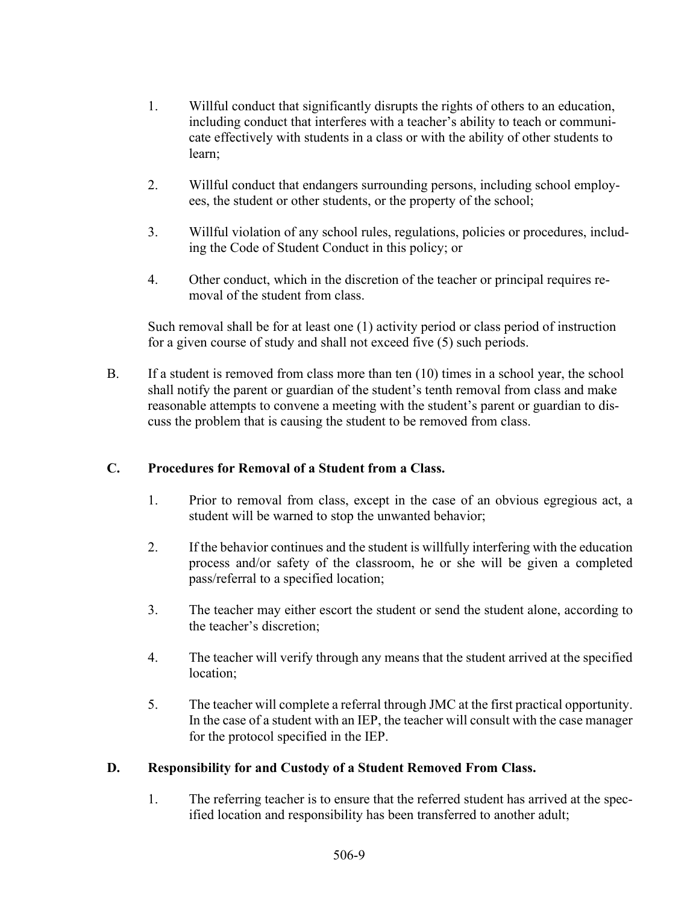1. Willful conduct that significantly disrupts the rights of others to an education, including conduct that interferes with a teacher's ability to teach or communicate effectively with students in a class or with the ability of other students to learn;

2. Willful conduct that endangers surrounding persons, including school employees, the student or other students, or the property of the school;

3. Willful violation of any school rules, regulations, policies or procedures, including the Code of Student Conduct in this policy; or

4. Other conduct, which in the discretion of the teacher or principal requires removal of the student from class.

Such removal shall be for at least one (1) activity period or class period of instruction for a given course of study and shall not exceed five (5) such periods.

B. If a student is removed from class more than ten (10) times in a school year, the school shall notify the parent or guardian of the student's tenth removal from class and make reasonable attempts to convene a meeting with the student's parent or guardian to discuss the problem that is causing the student to be removed from class.

### C. Procedures for Removal of a Student from a Class.

1. Prior to removal from class, except in the case of an obvious egregious act, a student will be warned to stop the unwanted behavior;

2. If the behavior continues and the student is willfully interfering with the education process and/or safety of the classroom, he or she will be given a completed pass/referral to a specified location;

3. The teacher may either escort the student or send the student alone, according to the teacher's discretion;

4. The teacher will verify through any means that the student arrived at the specified location;

5. The teacher will complete a referral through JMC at the first practical opportunity. In the case of a student with an IEP, the teacher will consult with the case manager for the protocol specified in the IEP.

### D. Responsibility for and Custody of a Student Removed From Class.

1. The referring teacher is to ensure that the referred student has arrived at the specified location and responsibility has been transferred to another adult;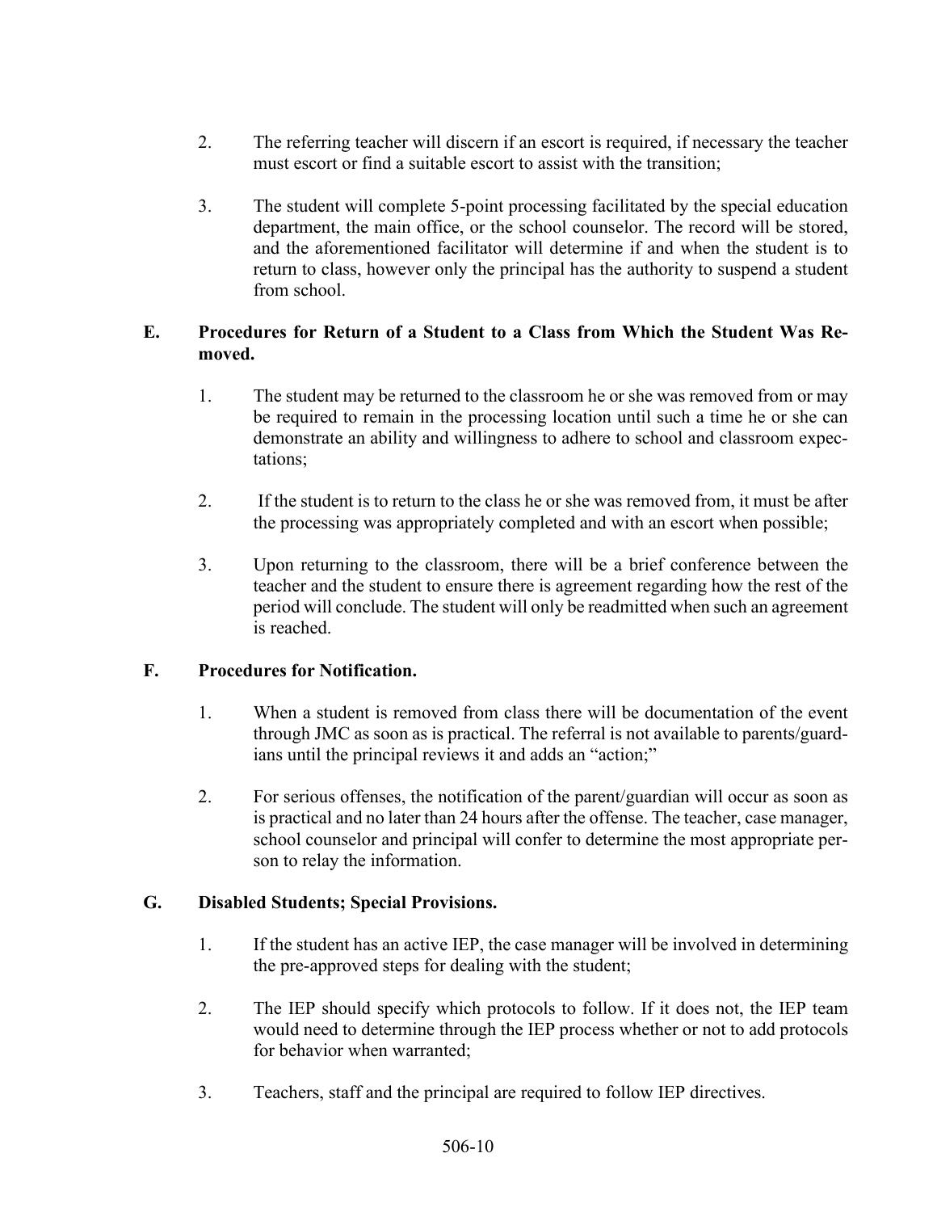2. The referring teacher will discern if an escort is required, if necessary the teacher must escort or find a suitable escort to assist with the transition;

3. The student will complete 5-point processing facilitated by the special education department, the main office, or the school counselor. The record will be stored, and the aforementioned facilitator will determine if and when the student is to return to class, however only the principal has the authority to suspend a student from school.

### E. Procedures for Return of a Student to a Class from Which the Student Was Removed.

1. The student may be returned to the classroom he or she was removed from or may be required to remain in the processing location until such a time he or she can demonstrate an ability and willingness to adhere to school and classroom expectations;

2. If the student is to return to the class he or she was removed from, it must be after the processing was appropriately completed and with an escort when possible;

3. Upon returning to the classroom, there will be a brief conference between the teacher and the student to ensure there is agreement regarding how the rest of the period will conclude. The student will only be readmitted when such an agreement is reached.

### F. Procedures for Notification.

1. When a student is removed from class there will be documentation of the event through JMC as soon as is practical. The referral is not available to parents/guardians until the principal reviews it and adds an "action;"

2. For serious offenses, the notification of the parent/guardian will occur as soon as is practical and no later than 24 hours after the offense. The teacher, case manager, school counselor and principal will confer to determine the most appropriate person to relay the information.

### G. Disabled Students; Special Provisions.

1. If the student has an active IEP, the case manager will be involved in determining the pre-approved steps for dealing with the student;

2. The IEP should specify which protocols to follow. If it does not, the IEP team would need to determine through the IEP process whether or not to add protocols for behavior when warranted;

3. Teachers, staff and the principal are required to follow IEP directives.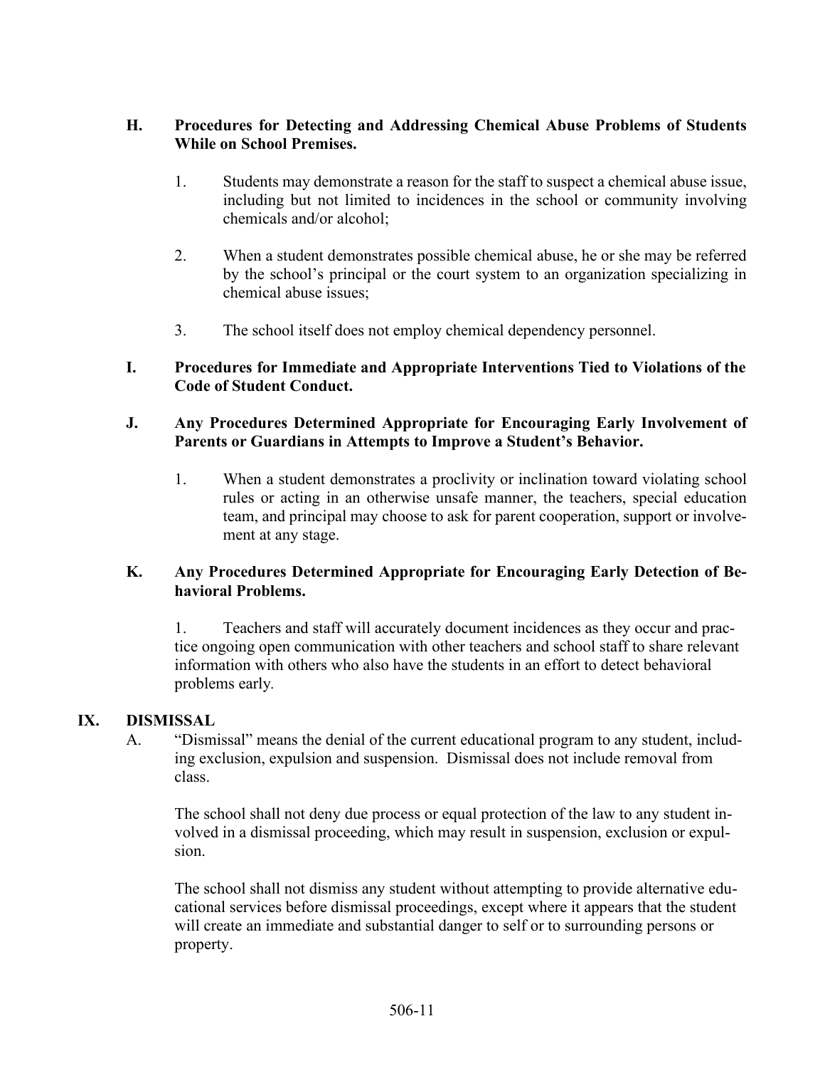**H. Procedures for Detecting and Addressing Chemical Abuse Problems of Students While on School Premises.**

1. Students may demonstrate a reason for the staff to suspect a chemical abuse issue, including but not limited to incidences in the school or community involving chemicals and/or alcohol;

2. When a student demonstrates possible chemical abuse, he or she may be referred by the school's principal or the court system to an organization specializing in chemical abuse issues;

3. The school itself does not employ chemical dependency personnel.

**I. Procedures for Immediate and Appropriate Interventions Tied to Violations of the Code of Student Conduct.**

**J. Any Procedures Determined Appropriate for Encouraging Early Involvement of Parents or Guardians in Attempts to Improve a Student's Behavior.**

1. When a student demonstrates a proclivity or inclination toward violating school rules or acting in an otherwise unsafe manner, the teachers, special education team, and principal may choose to ask for parent cooperation, support or involvement at any stage.

**K. Any Procedures Determined Appropriate for Encouraging Early Detection of Behavioral Problems.**

1. Teachers and staff will accurately document incidences as they occur and practice ongoing open communication with other teachers and school staff to share relevant information with others who also have the students in an effort to detect behavioral problems early.

## IX. DISMISSAL

A. "Dismissal" means the denial of the current educational program to any student, including exclusion, expulsion and suspension. Dismissal does not include removal from class.

The school shall not deny due process or equal protection of the law to any student involved in a dismissal proceeding, which may result in suspension, exclusion or expulsion.

The school shall not dismiss any student without attempting to provide alternative educational services before dismissal proceedings, except where it appears that the student will create an immediate and substantial danger to self or to surrounding persons or property.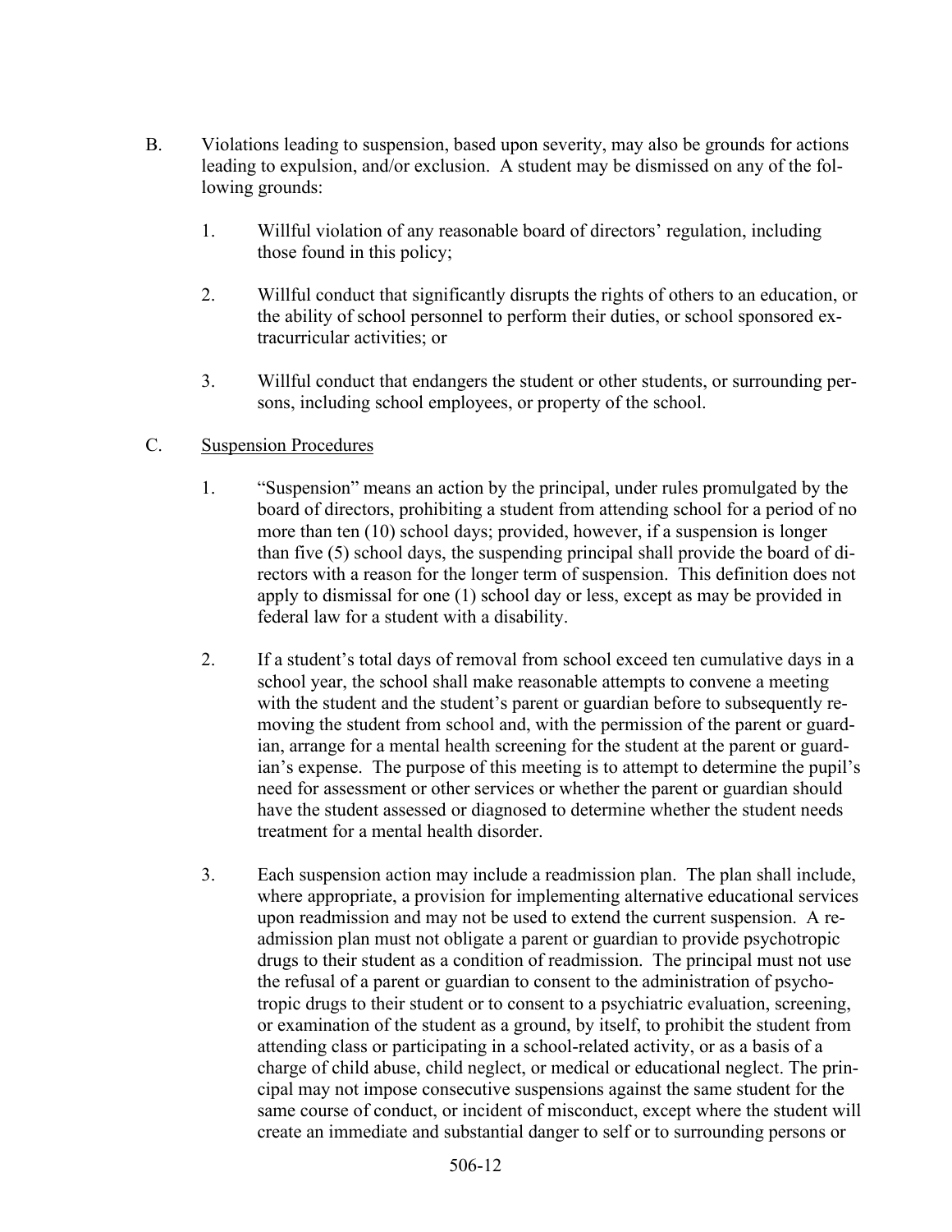B. Violations leading to suspension, based upon severity, may also be grounds for actions leading to expulsion, and/or exclusion. A student may be dismissed on any of the following grounds:

1. Willful violation of any reasonable board of directors' regulation, including those found in this policy;

2. Willful conduct that significantly disrupts the rights of others to an education, or the ability of school personnel to perform their duties, or school sponsored extracurricular activities; or

3. Willful conduct that endangers the student or other students, or surrounding persons, including school employees, or property of the school.

C. <u>Suspension Procedures</u>

1. "Suspension" means an action by the principal, under rules promulgated by the board of directors, prohibiting a student from attending school for a period of no more than ten (10) school days; provided, however, if a suspension is longer than five (5) school days, the suspending principal shall provide the board of directors with a reason for the longer term of suspension. This definition does not apply to dismissal for one (1) school day or less, except as may be provided in federal law for a student with a disability.

2. If a student's total days of removal from school exceed ten cumulative days in a school year, the school shall make reasonable attempts to convene a meeting with the student and the student's parent or guardian before to subsequently removing the student from school and, with the permission of the parent or guardian, arrange for a mental health screening for the student at the parent or guardian's expense. The purpose of this meeting is to attempt to determine the pupil's need for assessment or other services or whether the parent or guardian should have the student assessed or diagnosed to determine whether the student needs treatment for a mental health disorder.

3. Each suspension action may include a readmission plan. The plan shall include, where appropriate, a provision for implementing alternative educational services upon readmission and may not be used to extend the current suspension. A readmission plan must not obligate a parent or guardian to provide psychotropic drugs to their student as a condition of readmission. The principal must not use the refusal of a parent or guardian to consent to the administration of psychotropic drugs to their student or to consent to a psychiatric evaluation, screening, or examination of the student as a ground, by itself, to prohibit the student from attending class or participating in a school-related activity, or as a basis of a charge of child abuse, child neglect, or medical or educational neglect. The principal may not impose consecutive suspensions against the same student for the same course of conduct, or incident of misconduct, except where the student will create an immediate and substantial danger to self or to surrounding persons or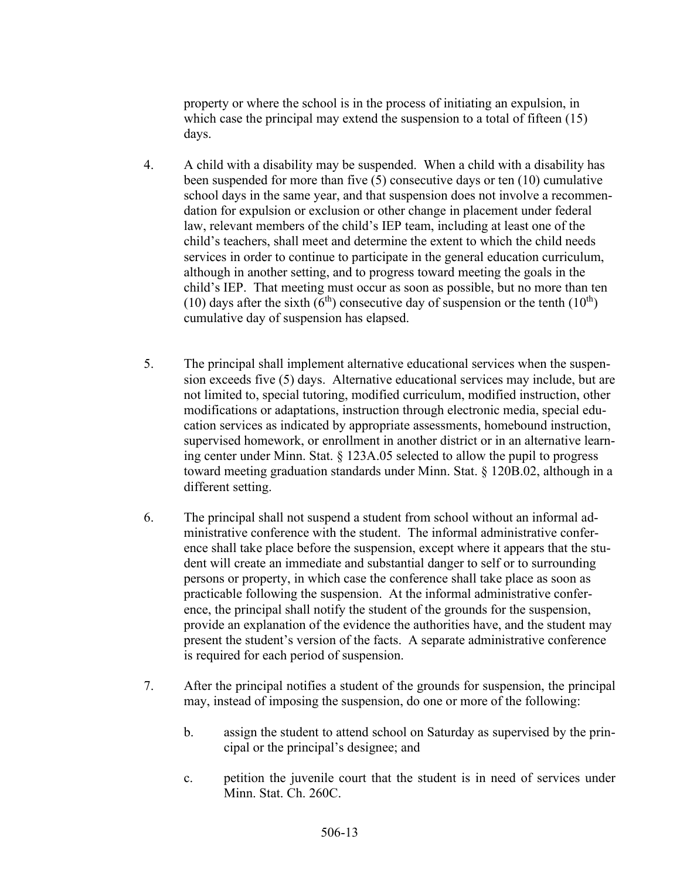property or where the school is in the process of initiating an expulsion, in which case the principal may extend the suspension to a total of fifteen (15) days.

4. A child with a disability may be suspended. When a child with a disability has been suspended for more than five (5) consecutive days or ten (10) cumulative school days in the same year, and that suspension does not involve a recommendation for expulsion or exclusion or other change in placement under federal law, relevant members of the child's IEP team, including at least one of the child's teachers, shall meet and determine the extent to which the child needs services in order to continue to participate in the general education curriculum, although in another setting, and to progress toward meeting the goals in the child's IEP. That meeting must occur as soon as possible, but no more than ten (10) days after the sixth (6th) consecutive day of suspension or the tenth (10th) cumulative day of suspension has elapsed.

5. The principal shall implement alternative educational services when the suspension exceeds five (5) days. Alternative educational services may include, but are not limited to, special tutoring, modified curriculum, modified instruction, other modifications or adaptations, instruction through electronic media, special education services as indicated by appropriate assessments, homebound instruction, supervised homework, or enrollment in another district or in an alternative learning center under Minn. Stat. § 123A.05 selected to allow the pupil to progress toward meeting graduation standards under Minn. Stat. § 120B.02, although in a different setting.

6. The principal shall not suspend a student from school without an informal administrative conference with the student. The informal administrative conference shall take place before the suspension, except where it appears that the student will create an immediate and substantial danger to self or to surrounding persons or property, in which case the conference shall take place as soon as practicable following the suspension. At the informal administrative conference, the principal shall notify the student of the grounds for the suspension, provide an explanation of the evidence the authorities have, and the student may present the student's version of the facts. A separate administrative conference is required for each period of suspension.

7. After the principal notifies a student of the grounds for suspension, the principal may, instead of imposing the suspension, do one or more of the following:

   b. assign the student to attend school on Saturday as supervised by the principal or the principal's designee; and

   c. petition the juvenile court that the student is in need of services under Minn. Stat. Ch. 260C.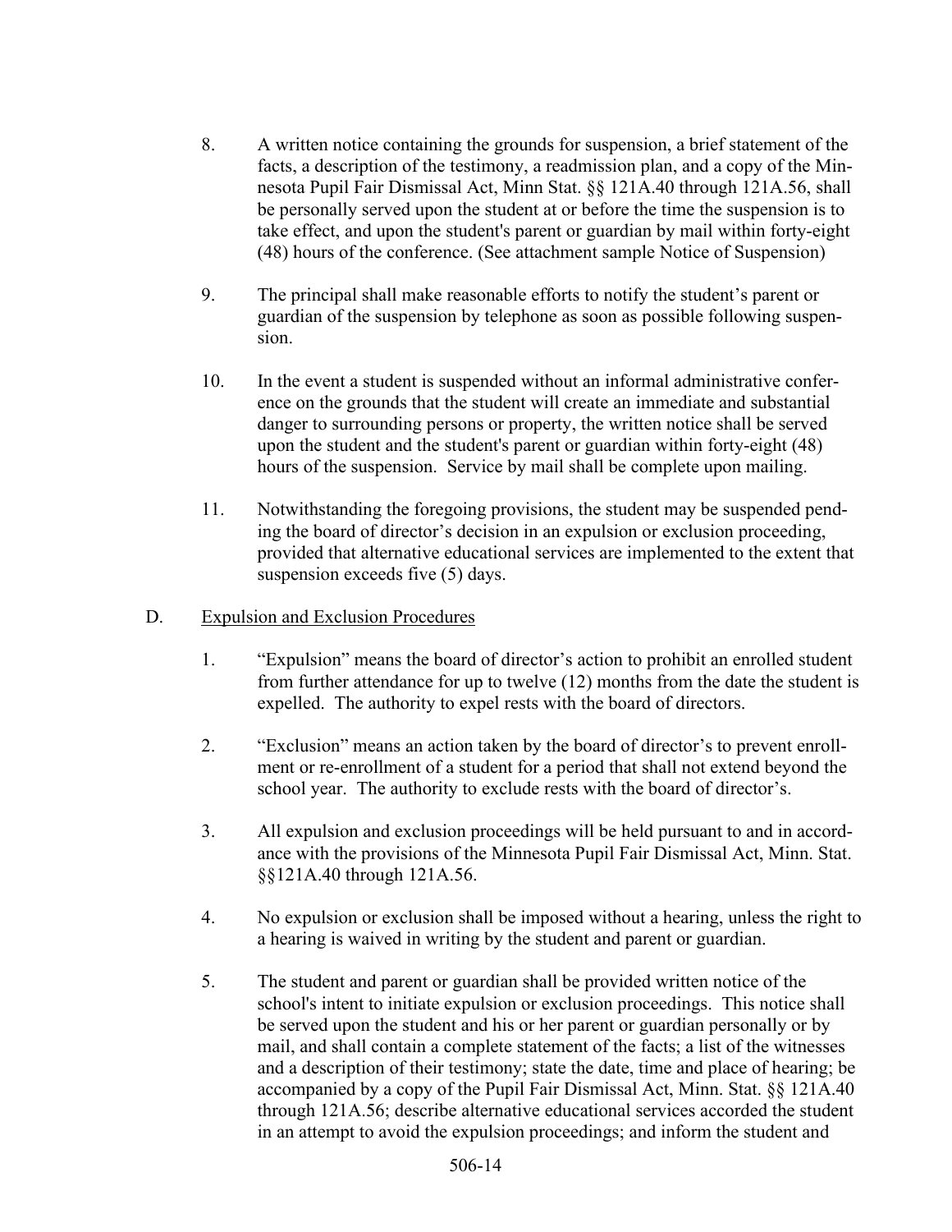8. A written notice containing the grounds for suspension, a brief statement of the facts, a description of the testimony, a readmission plan, and a copy of the Minnesota Pupil Fair Dismissal Act, Minn Stat. §§ 121A.40 through 121A.56, shall be personally served upon the student at or before the time the suspension is to take effect, and upon the student's parent or guardian by mail within forty-eight (48) hours of the conference. (See attachment sample Notice of Suspension)

9. The principal shall make reasonable efforts to notify the student's parent or guardian of the suspension by telephone as soon as possible following suspension.

10. In the event a student is suspended without an informal administrative conference on the grounds that the student will create an immediate and substantial danger to surrounding persons or property, the written notice shall be served upon the student and the student's parent or guardian within forty-eight (48) hours of the suspension. Service by mail shall be complete upon mailing.

11. Notwithstanding the foregoing provisions, the student may be suspended pending the board of director's decision in an expulsion or exclusion proceeding, provided that alternative educational services are implemented to the extent that suspension exceeds five (5) days.

D. <u>Expulsion and Exclusion Procedures</u>

1. "Expulsion" means the board of director's action to prohibit an enrolled student from further attendance for up to twelve (12) months from the date the student is expelled. The authority to expel rests with the board of directors.

2. "Exclusion" means an action taken by the board of director's to prevent enrollment or re-enrollment of a student for a period that shall not extend beyond the school year. The authority to exclude rests with the board of director's.

3. All expulsion and exclusion proceedings will be held pursuant to and in accordance with the provisions of the Minnesota Pupil Fair Dismissal Act, Minn. Stat. §§121A.40 through 121A.56.

4. No expulsion or exclusion shall be imposed without a hearing, unless the right to a hearing is waived in writing by the student and parent or guardian.

5. The student and parent or guardian shall be provided written notice of the school's intent to initiate expulsion or exclusion proceedings. This notice shall be served upon the student and his or her parent or guardian personally or by mail, and shall contain a complete statement of the facts; a list of the witnesses and a description of their testimony; state the date, time and place of hearing; be accompanied by a copy of the Pupil Fair Dismissal Act, Minn. Stat. §§ 121A.40 through 121A.56; describe alternative educational services accorded the student in an attempt to avoid the expulsion proceedings; and inform the student and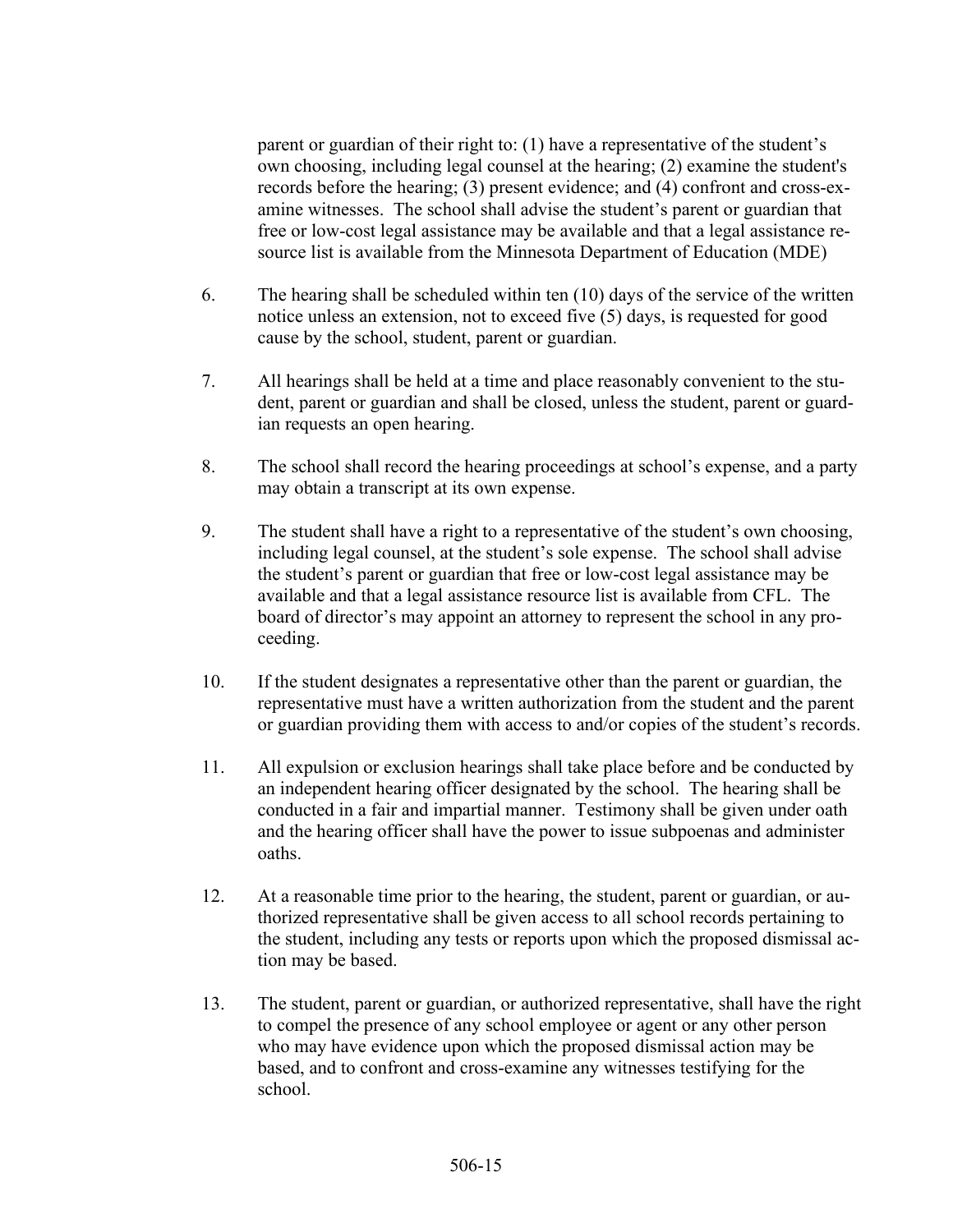parent or guardian of their right to: (1) have a representative of the student's own choosing, including legal counsel at the hearing; (2) examine the student's records before the hearing; (3) present evidence; and (4) confront and cross-examine witnesses. The school shall advise the student's parent or guardian that free or low-cost legal assistance may be available and that a legal assistance resource list is available from the Minnesota Department of Education (MDE)

6. The hearing shall be scheduled within ten (10) days of the service of the written notice unless an extension, not to exceed five (5) days, is requested for good cause by the school, student, parent or guardian.

7. All hearings shall be held at a time and place reasonably convenient to the student, parent or guardian and shall be closed, unless the student, parent or guardian requests an open hearing.

8. The school shall record the hearing proceedings at school's expense, and a party may obtain a transcript at its own expense.

9. The student shall have a right to a representative of the student's own choosing, including legal counsel, at the student's sole expense. The school shall advise the student's parent or guardian that free or low-cost legal assistance may be available and that a legal assistance resource list is available from CFL. The board of director's may appoint an attorney to represent the school in any proceeding.

10. If the student designates a representative other than the parent or guardian, the representative must have a written authorization from the student and the parent or guardian providing them with access to and/or copies of the student's records.

11. All expulsion or exclusion hearings shall take place before and be conducted by an independent hearing officer designated by the school. The hearing shall be conducted in a fair and impartial manner. Testimony shall be given under oath and the hearing officer shall have the power to issue subpoenas and administer oaths.

12. At a reasonable time prior to the hearing, the student, parent or guardian, or authorized representative shall be given access to all school records pertaining to the student, including any tests or reports upon which the proposed dismissal action may be based.

13. The student, parent or guardian, or authorized representative, shall have the right to compel the presence of any school employee or agent or any other person who may have evidence upon which the proposed dismissal action may be based, and to confront and cross-examine any witnesses testifying for the school.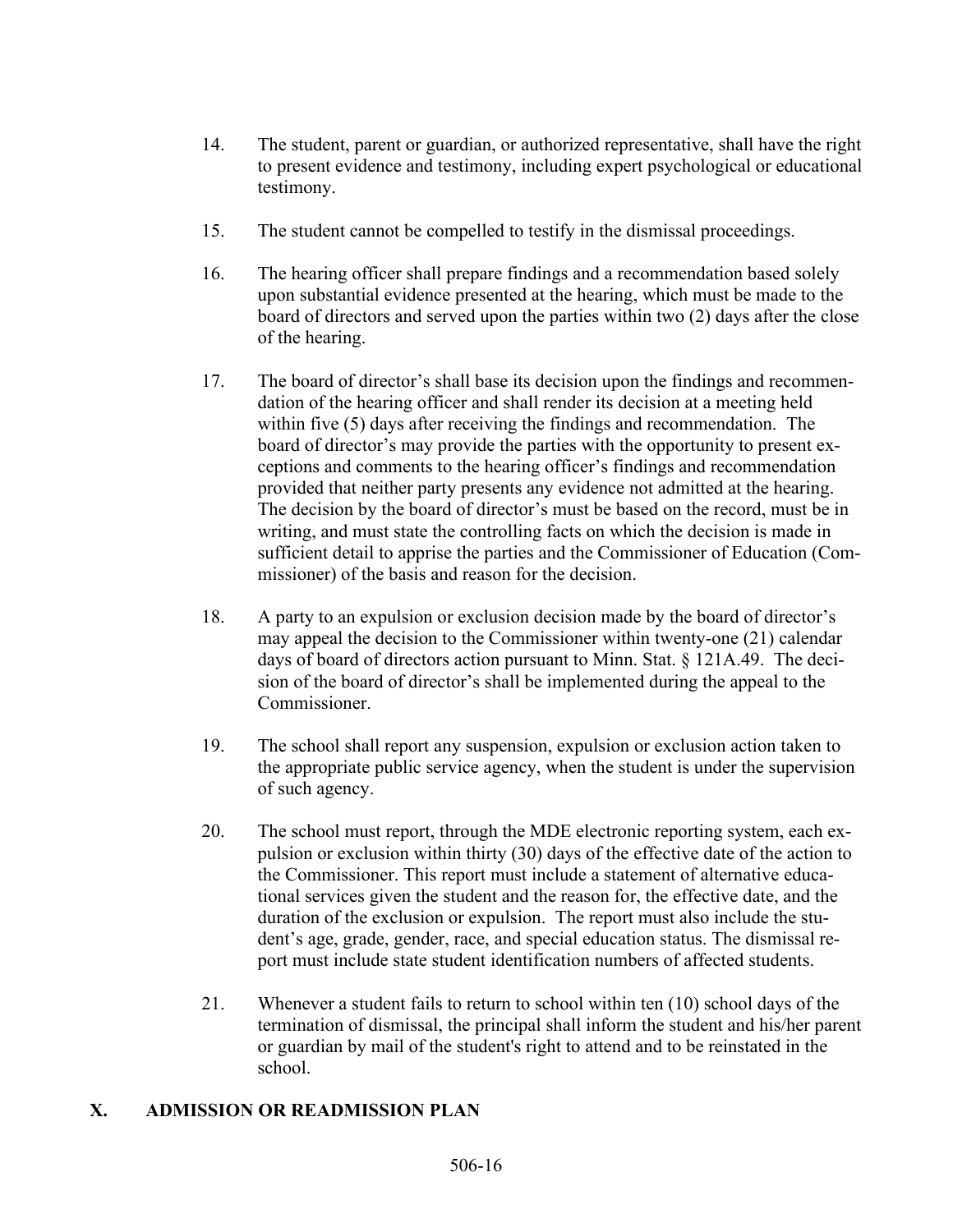14. The student, parent or guardian, or authorized representative, shall have the right to present evidence and testimony, including expert psychological or educational testimony.

15. The student cannot be compelled to testify in the dismissal proceedings.

16. The hearing officer shall prepare findings and a recommendation based solely upon substantial evidence presented at the hearing, which must be made to the board of directors and served upon the parties within two (2) days after the close of the hearing.

17. The board of director's shall base its decision upon the findings and recommendation of the hearing officer and shall render its decision at a meeting held within five (5) days after receiving the findings and recommendation. The board of director's may provide the parties with the opportunity to present exceptions and comments to the hearing officer's findings and recommendation provided that neither party presents any evidence not admitted at the hearing. The decision by the board of director's must be based on the record, must be in writing, and must state the controlling facts on which the decision is made in sufficient detail to apprise the parties and the Commissioner of Education (Commissioner) of the basis and reason for the decision.

18. A party to an expulsion or exclusion decision made by the board of director's may appeal the decision to the Commissioner within twenty-one (21) calendar days of board of directors action pursuant to Minn. Stat. § 121A.49. The decision of the board of director's shall be implemented during the appeal to the Commissioner.

19. The school shall report any suspension, expulsion or exclusion action taken to the appropriate public service agency, when the student is under the supervision of such agency.

20. The school must report, through the MDE electronic reporting system, each expulsion or exclusion within thirty (30) days of the effective date of the action to the Commissioner. This report must include a statement of alternative educational services given the student and the reason for, the effective date, and the duration of the exclusion or expulsion. The report must also include the student's age, grade, gender, race, and special education status. The dismissal report must include state student identification numbers of affected students.

21. Whenever a student fails to return to school within ten (10) school days of the termination of dismissal, the principal shall inform the student and his/her parent or guardian by mail of the student's right to attend and to be reinstated in the school.

## X. ADMISSION OR READMISSION PLAN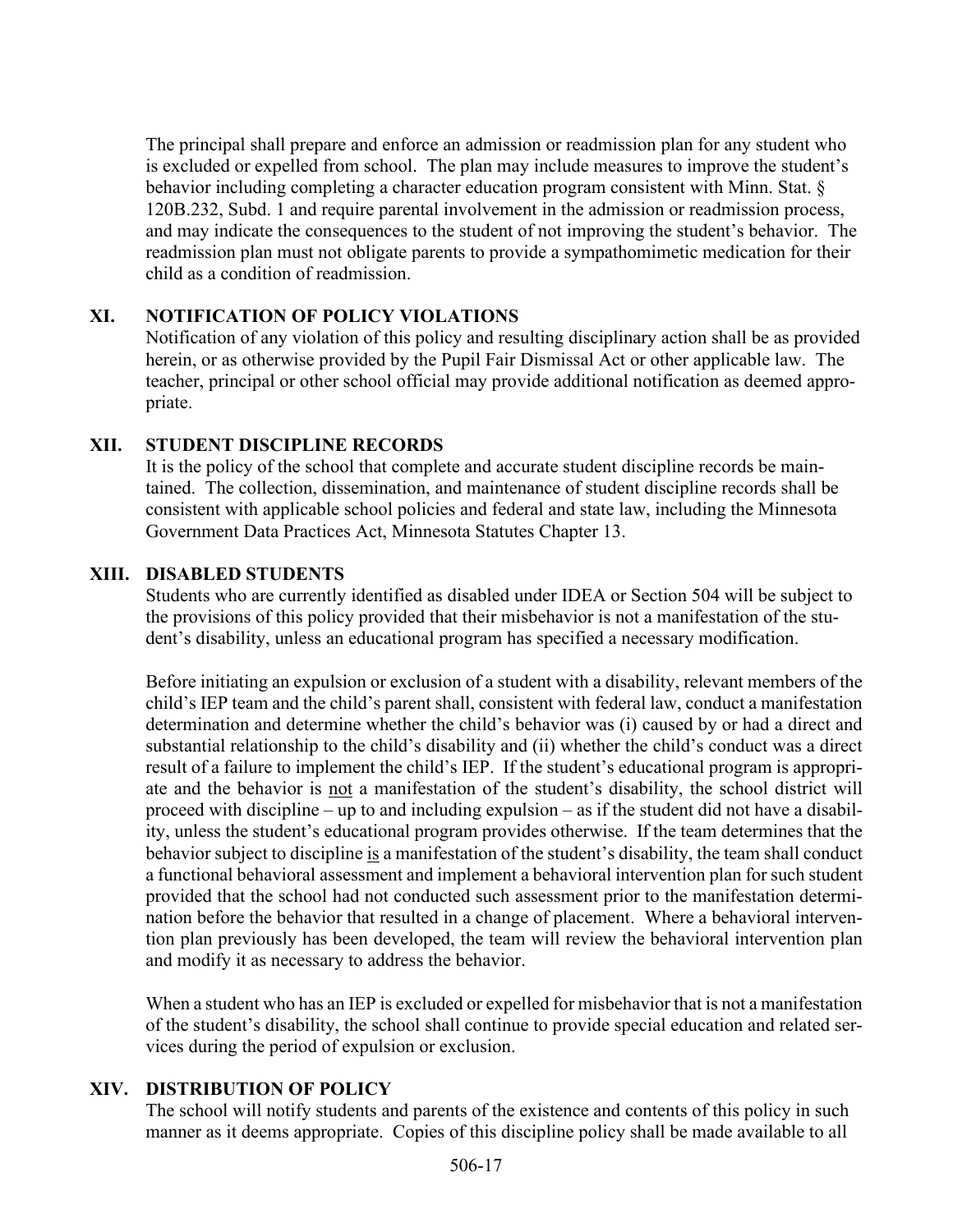The principal shall prepare and enforce an admission or readmission plan for any student who is excluded or expelled from school. The plan may include measures to improve the student's behavior including completing a character education program consistent with Minn. Stat. § 120B.232, Subd. 1 and require parental involvement in the admission or readmission process, and may indicate the consequences to the student of not improving the student's behavior. The readmission plan must not obligate parents to provide a sympathomimetic medication for their child as a condition of readmission.

## XI. NOTIFICATION OF POLICY VIOLATIONS

Notification of any violation of this policy and resulting disciplinary action shall be as provided herein, or as otherwise provided by the Pupil Fair Dismissal Act or other applicable law. The teacher, principal or other school official may provide additional notification as deemed appropriate.

## XII. STUDENT DISCIPLINE RECORDS

It is the policy of the school that complete and accurate student discipline records be maintained. The collection, dissemination, and maintenance of student discipline records shall be consistent with applicable school policies and federal and state law, including the Minnesota Government Data Practices Act, Minnesota Statutes Chapter 13.

## XIII. DISABLED STUDENTS

Students who are currently identified as disabled under IDEA or Section 504 will be subject to the provisions of this policy provided that their misbehavior is not a manifestation of the student's disability, unless an educational program has specified a necessary modification.

Before initiating an expulsion or exclusion of a student with a disability, relevant members of the child's IEP team and the child's parent shall, consistent with federal law, conduct a manifestation determination and determine whether the child's behavior was (i) caused by or had a direct and substantial relationship to the child's disability and (ii) whether the child's conduct was a direct result of a failure to implement the child's IEP. If the student's educational program is appropriate and the behavior is <u>not</u> a manifestation of the student's disability, the school district will proceed with discipline – up to and including expulsion – as if the student did not have a disability, unless the student's educational program provides otherwise. If the team determines that the behavior subject to discipline <u>is</u> a manifestation of the student's disability, the team shall conduct a functional behavioral assessment and implement a behavioral intervention plan for such student provided that the school had not conducted such assessment prior to the manifestation determination before the behavior that resulted in a change of placement. Where a behavioral intervention plan previously has been developed, the team will review the behavioral intervention plan and modify it as necessary to address the behavior.

When a student who has an IEP is excluded or expelled for misbehavior that is not a manifestation of the student's disability, the school shall continue to provide special education and related services during the period of expulsion or exclusion.

## XIV. DISTRIBUTION OF POLICY

The school will notify students and parents of the existence and contents of this policy in such manner as it deems appropriate. Copies of this discipline policy shall be made available to all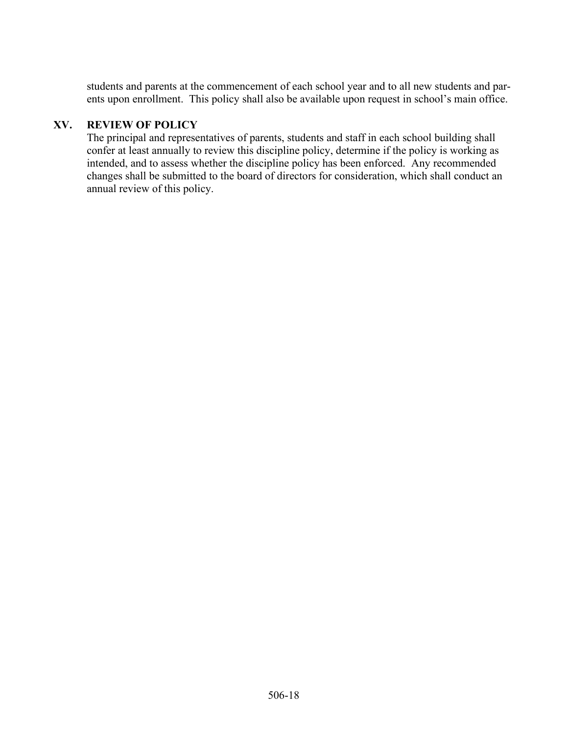students and parents at the commencement of each school year and to all new students and parents upon enrollment. This policy shall also be available upon request in school's main office.

## XV. REVIEW OF POLICY

The principal and representatives of parents, students and staff in each school building shall confer at least annually to review this discipline policy, determine if the policy is working as intended, and to assess whether the discipline policy has been enforced. Any recommended changes shall be submitted to the board of directors for consideration, which shall conduct an annual review of this policy.